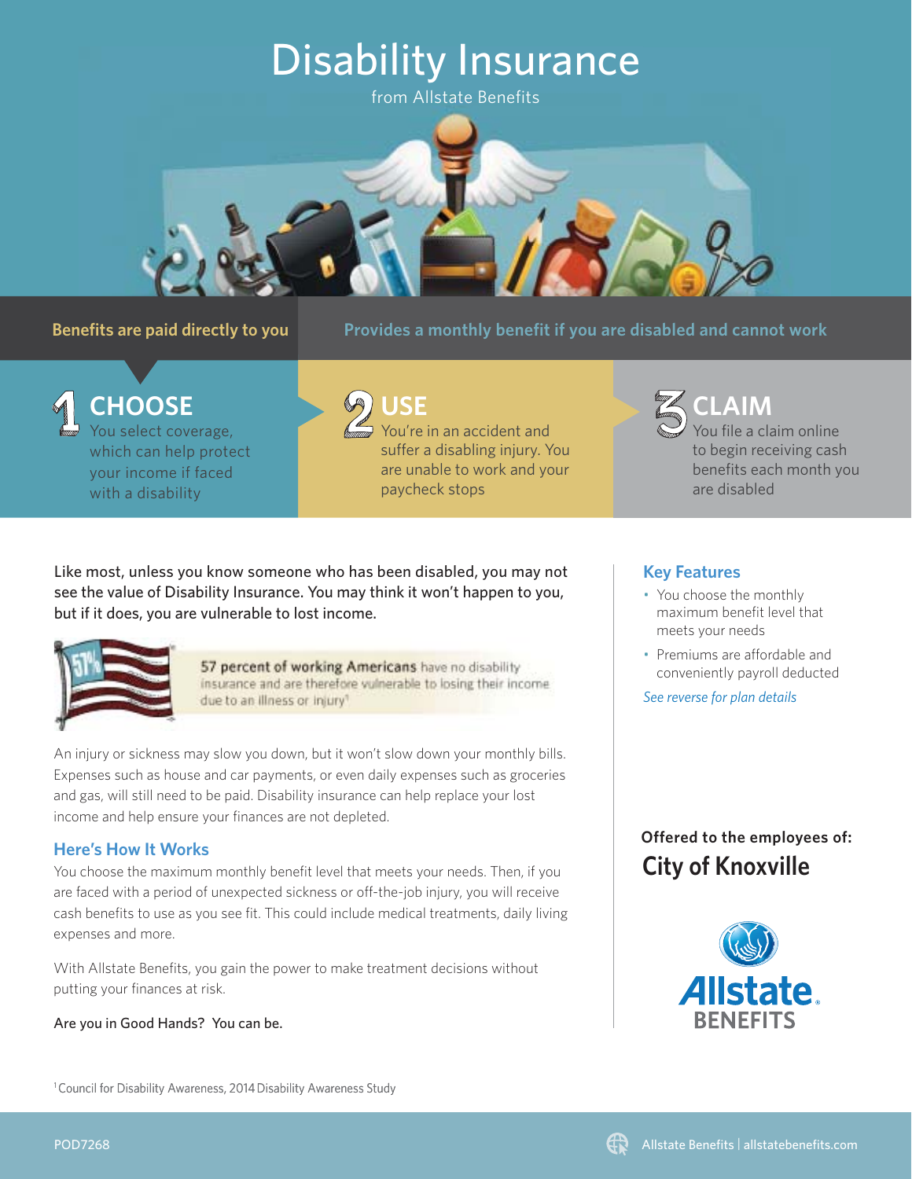# Disability Insurance

from Allstate Benefits

**Benefits are paid directly to you**

**Provides a monthly benefit if you are disabled and cannot work**

## 1 CHOOSE

You select coverage, which can help protect your income if faced with a disability

## 2 USE

You're in an accident and suffer a disabling injury. You are unable to work and your paycheck stops

## 3 CLAIM

You file a claim online to begin receiving cash benefits each month you are disabled

Like most, unless you know someone who has been disabled, you may not see the value of Disability Insurance. You may think it won't happen to you, but if it does, you are vulnerable to lost income.

57%

**57 percent of working Americans** have no disability insurance and are therefore vulnerable to losing their income due to an illness or injury[1]

An injury or sickness may slow you down, but it won't slow down your monthly bills. Expenses such as house and car payments, or even daily expenses such as groceries and gas, will still need to be paid. Disability insurance can help replace your lost income and help ensure your finances are not depleted.

### Here's How It Works

You choose the maximum monthly benefit level that meets your needs. Then, if you are faced with a period of unexpected sickness or off-the-job injury, you will receive cash benefits to use as you see fit. This could include medical treatments, daily living expenses and more.

With Allstate Benefits, you gain the power to make treatment decisions without putting your finances at risk.

Are you in Good Hands? You can be.

### Key Features

- You choose the monthly maximum benefit level that meets your needs
- Premiums are affordable and conveniently payroll deducted

*See reverse for plan details*

**Offered to the employees of:**

## City of Knoxville

Allstate BENEFITS

[1] Council for Disability Awareness, 2014 Disability Awareness Study

POD7268

Allstate Benefits | allstatebenefits.com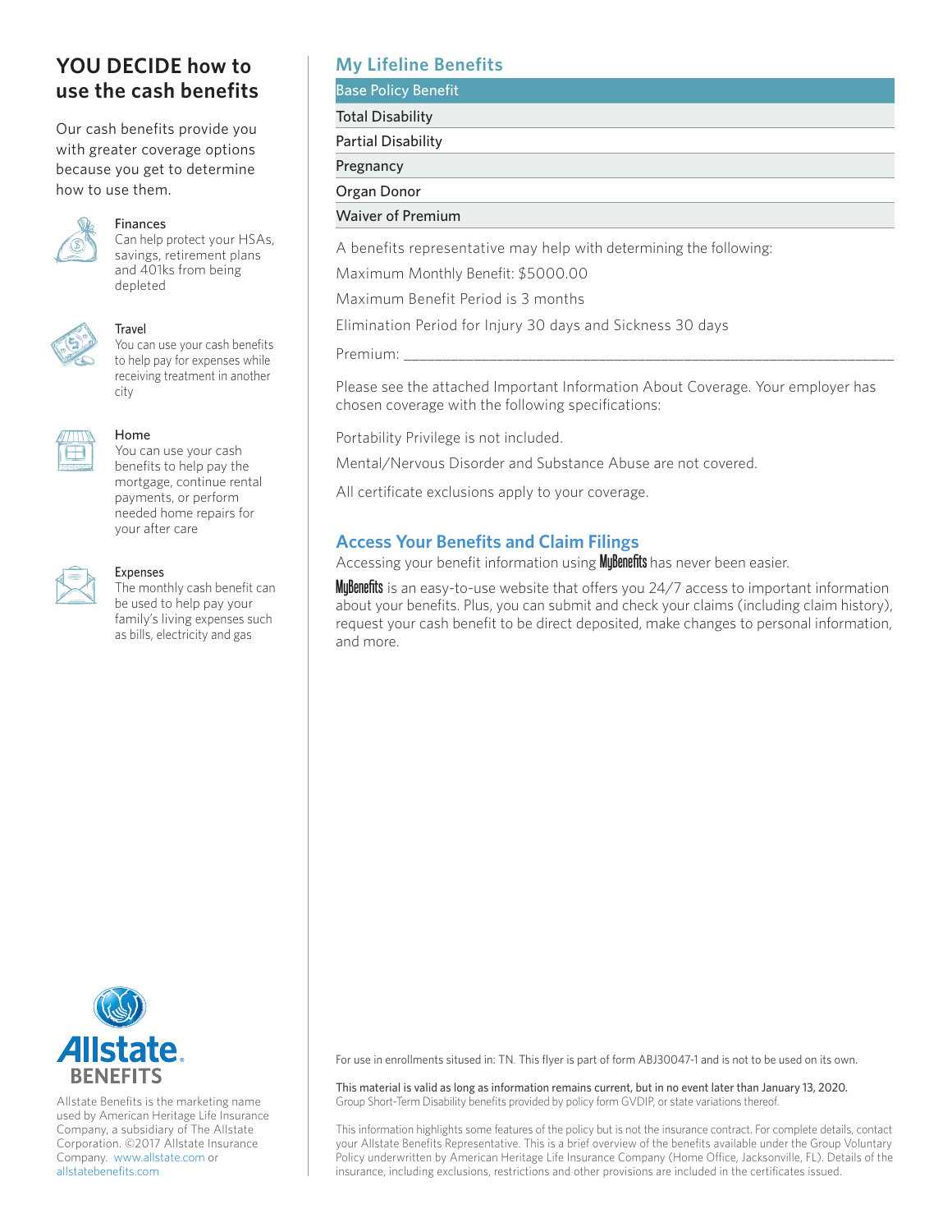## YOU DECIDE how to use the cash benefits

Our cash benefits provide you with greater coverage options because you get to determine how to use them.

**Finances**
Can help protect your HSAs, savings, retirement plans and 401ks from being depleted

**Travel**
You can use your cash benefits to help pay for expenses while receiving treatment in another city

**Home**
You can use your cash benefits to help pay the mortgage, continue rental payments, or perform needed home repairs for your after care

**Expenses**
The monthly cash benefit can be used to help pay your family's living expenses such as bills, electricity and gas

Allstate BENEFITS

Allstate Benefits is the marketing name used by American Heritage Life Insurance Company, a subsidiary of The Allstate Corporation. ©2017 Allstate Insurance Company. www.allstate.com or allstatebenefits.com

## My Lifeline Benefits

| Base Policy Benefit |
|---|
| Total Disability |
| Partial Disability |
| Pregnancy |
| Organ Donor |
| Waiver of Premium |

A benefits representative may help with determining the following:

Maximum Monthly Benefit: $5000.00

Maximum Benefit Period is 3 months

Elimination Period for Injury 30 days and Sickness 30 days

Premium: ____________________________________________

Please see the attached Important Information About Coverage. Your employer has chosen coverage with the following specifications:

Portability Privilege is not included.

Mental/Nervous Disorder and Substance Abuse are not covered.

All certificate exclusions apply to your coverage.

## Access Your Benefits and Claim Filings

Accessing your benefit information using **MyBenefits** has never been easier.

**MyBenefits** is an easy-to-use website that offers you 24/7 access to important information about your benefits. Plus, you can submit and check your claims (including claim history), request your cash benefit to be direct deposited, make changes to personal information, and more.

For use in enrollments sitused in: TN. This flyer is part of form ABJ30047-1 and is not to be used on its own.

This material is valid as long as information remains current, but in no event later than January 13, 2020.
Group Short-Term Disability benefits provided by policy form GVDIP, or state variations thereof.

This information highlights some features of the policy but is not the insurance contract. For complete details, contact your Allstate Benefits Representative. This is a brief overview of the benefits available under the Group Voluntary Policy underwritten by American Heritage Life Insurance Company (Home Office, Jacksonville, FL). Details of the insurance, including exclusions, restrictions and other provisions are included in the certificates issued.